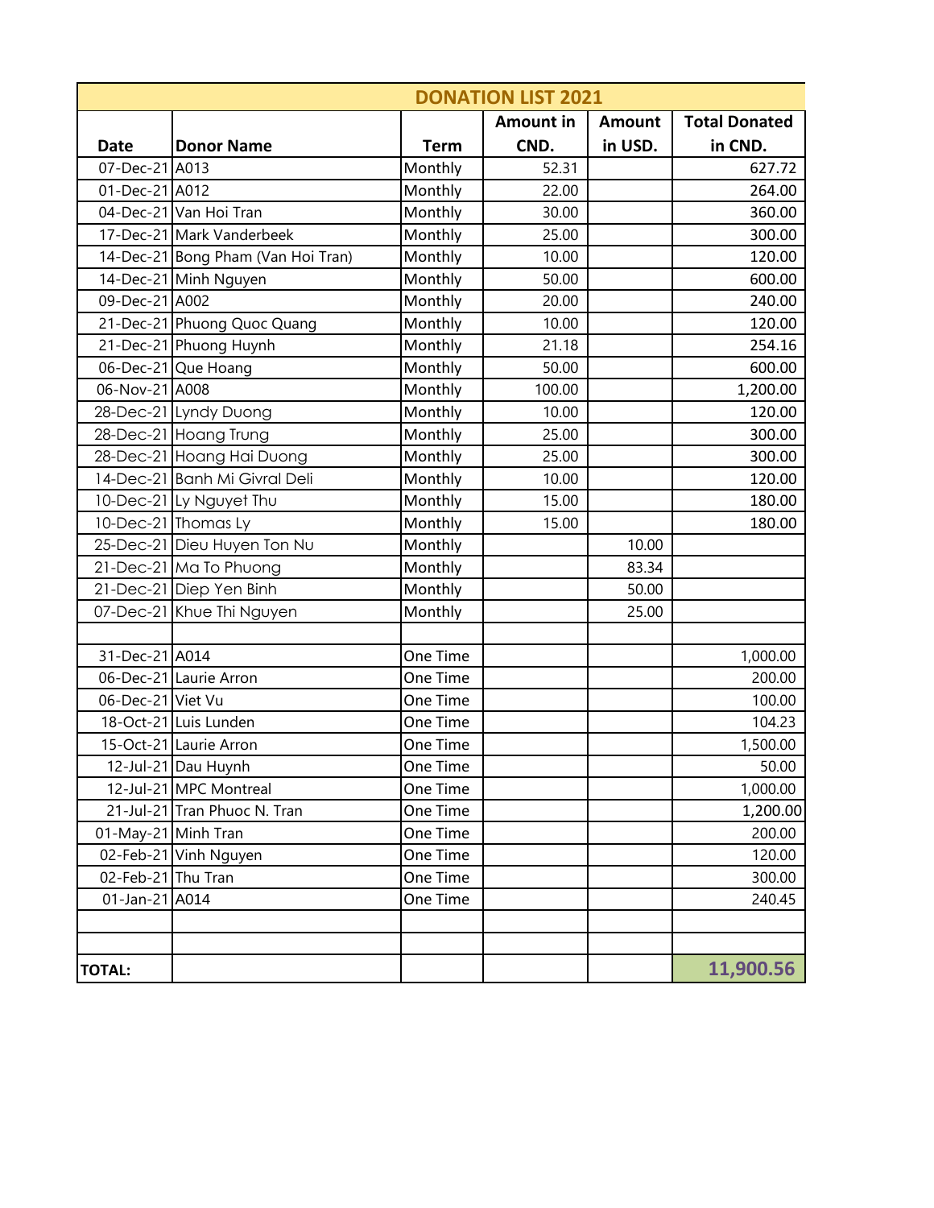| DONATION LIST 2021 | | | | | |
|---|---|---|---|---|---|
| Date | Donor Name | Term | Amount in CND. | Amount in USD. | Total Donated in CND. |
| 07-Dec-21 | A013 | Monthly | 52.31 | | 627.72 |
| 01-Dec-21 | A012 | Monthly | 22.00 | | 264.00 |
| 04-Dec-21 | Van Hoi Tran | Monthly | 30.00 | | 360.00 |
| 17-Dec-21 | Mark Vanderbeek | Monthly | 25.00 | | 300.00 |
| 14-Dec-21 | Bong Pham (Van Hoi Tran) | Monthly | 10.00 | | 120.00 |
| 14-Dec-21 | Minh Nguyen | Monthly | 50.00 | | 600.00 |
| 09-Dec-21 | A002 | Monthly | 20.00 | | 240.00 |
| 21-Dec-21 | Phuong Quoc Quang | Monthly | 10.00 | | 120.00 |
| 21-Dec-21 | Phuong Huynh | Monthly | 21.18 | | 254.16 |
| 06-Dec-21 | Que Hoang | Monthly | 50.00 | | 600.00 |
| 06-Nov-21 | A008 | Monthly | 100.00 | | 1,200.00 |
| 28-Dec-21 | Lyndy Duong | Monthly | 10.00 | | 120.00 |
| 28-Dec-21 | Hoang Trung | Monthly | 25.00 | | 300.00 |
| 28-Dec-21 | Hoang Hai Duong | Monthly | 25.00 | | 300.00 |
| 14-Dec-21 | Banh Mi Givral Deli | Monthly | 10.00 | | 120.00 |
| 10-Dec-21 | Ly Nguyet Thu | Monthly | 15.00 | | 180.00 |
| 10-Dec-21 | Thomas Ly | Monthly | 15.00 | | 180.00 |
| 25-Dec-21 | Dieu Huyen Ton Nu | Monthly | | 10.00 | |
| 21-Dec-21 | Ma To Phuong | Monthly | | 83.34 | |
| 21-Dec-21 | Diep Yen Binh | Monthly | | 50.00 | |
| 07-Dec-21 | Khue Thi Nguyen | Monthly | | 25.00 | |
| | | | | | |
| 31-Dec-21 | A014 | One Time | | | 1,000.00 |
| 06-Dec-21 | Laurie Arron | One Time | | | 200.00 |
| 06-Dec-21 | Viet Vu | One Time | | | 100.00 |
| 18-Oct-21 | Luis Lunden | One Time | | | 104.23 |
| 15-Oct-21 | Laurie Arron | One Time | | | 1,500.00 |
| 12-Jul-21 | Dau Huynh | One Time | | | 50.00 |
| 12-Jul-21 | MPC Montreal | One Time | | | 1,000.00 |
| 21-Jul-21 | Tran Phuoc N. Tran | One Time | | | 1,200.00 |
| 01-May-21 | Minh Tran | One Time | | | 200.00 |
| 02-Feb-21 | Vinh Nguyen | One Time | | | 120.00 |
| 02-Feb-21 | Thu Tran | One Time | | | 300.00 |
| 01-Jan-21 | A014 | One Time | | | 240.45 |
| | | | | | |
| | | | | | |
| **TOTAL:** | | | | | **11,900.56** |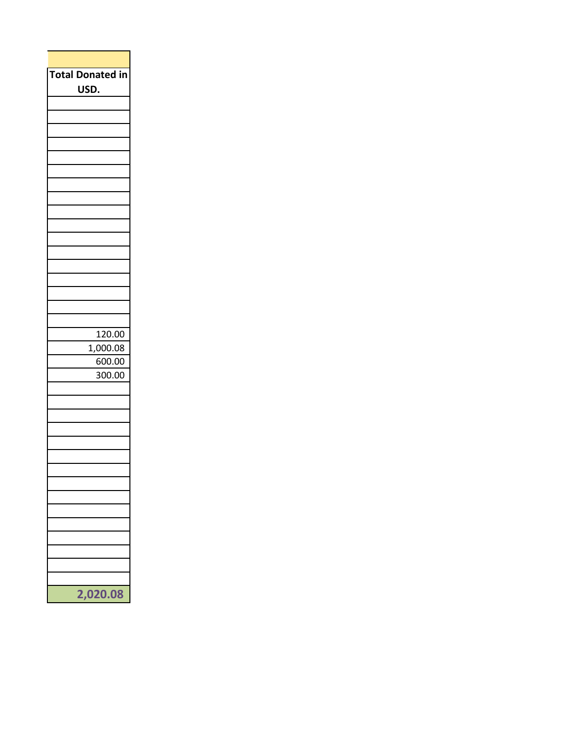| |
|---|
| Total Donated in USD. |
| |
| |
| |
| |
| |
| |
| |
| |
| |
| |
| |
| |
| |
| |
| |
| |
| |
| 120.00 |
| 1,000.08 |
| 600.00 |
| 300.00 |
| |
| |
| |
| |
| |
| |
| |
| |
| |
| |
| |
| |
| |
| |
| |
| **2,020.08** |